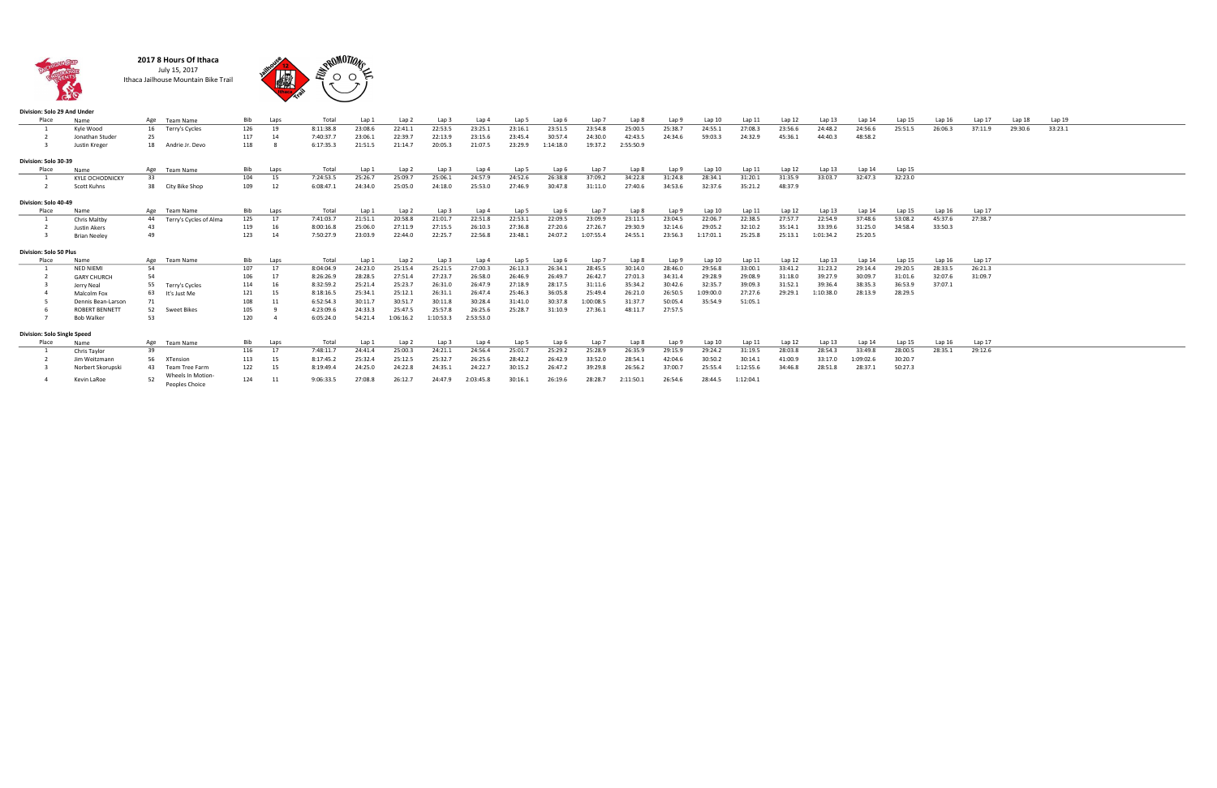# 2017 8 Hours Of Ithaca

July 15, 2017

Ithaca Jailhouse Mountain Bike Trail

**Division: Solo 29 And Under**

| Place | Name | Age | Team Name | Bib | Laps | Total | Lap 1 | Lap 2 | Lap 3 | Lap 4 | Lap 5 | Lap 6 | Lap 7 | Lap 8 | Lap 9 | Lap 10 | Lap 11 | Lap 12 | Lap 13 | Lap 14 | Lap 15 | Lap 16 | Lap 17 | Lap 18 | Lap 19 |
|---|---|---|---|---|---|---|---|---|---|---|---|---|---|---|---|---|---|---|---|---|---|---|---|---|---|
| 1 | Kyle Wood | 16 | Terry's Cycles | 126 | 19 | 8:11:38.8 | 23:08.6 | 22:41.1 | 22:53.5 | 23:25.1 | 23:16.1 | 23:51.5 | 23:54.8 | 25:00.5 | 25:38.7 | 24:55.1 | 27:08.3 | 23:56.6 | 24:48.2 | 24:56.6 | 25:51.5 | 26:06.3 | 37:11.9 | 29:30.6 | 33:23.1 |
| 2 | Jonathan Studer | 25 | | 117 | 14 | 7:40:37.7 | 23:06.1 | 22:39.7 | 22:13.9 | 23:15.6 | 23:45.4 | 30:57.4 | 24:30.0 | 42:43.5 | 24:34.6 | 59:03.3 | 24:32.9 | 45:36.1 | 44:40.3 | 48:58.2 | | | | | |
| 3 | Justin Kreger | 18 | Andrie Jr. Devo | 118 | 8 | 6:17:35.3 | 21:51.5 | 21:14.7 | 20:05.3 | 21:07.5 | 23:29.9 | 1:14:18.0 | 19:37.2 | 2:55:50.9 | | | | | | | | | | | |

**Division: Solo 30-39**

| Place | Name | Age | Team Name | Bib | Laps | Total | Lap 1 | Lap 2 | Lap 3 | Lap 4 | Lap 5 | Lap 6 | Lap 7 | Lap 8 | Lap 9 | Lap 10 | Lap 11 | Lap 12 | Lap 13 | Lap 14 | Lap 15 |
|---|---|---|---|---|---|---|---|---|---|---|---|---|---|---|---|---|---|---|---|---|---|
| 1 | KYLE OCHODNICKY | 33 | | 104 | 15 | 7:24:53.5 | 25:26.7 | 25:09.7 | 25:06.1 | 24:57.9 | 24:52.6 | 26:38.8 | 37:09.2 | 34:22.8 | 31:24.8 | 28:34.1 | 31:20.1 | 31:35.9 | 33:03.7 | 32:47.3 | 32:23.0 |
| 2 | Scott Kuhns | 38 | City Bike Shop | 109 | 12 | 6:08:47.1 | 24:34.0 | 25:05.0 | 24:18.0 | 25:53.0 | 27:46.9 | 30:47.8 | 31:11.0 | 27:40.6 | 34:53.6 | 32:37.6 | 35:21.2 | 48:37.9 | | | |

**Division: Solo 40-49**

| Place | Name | Age | Team Name | Bib | Laps | Total | Lap 1 | Lap 2 | Lap 3 | Lap 4 | Lap 5 | Lap 6 | Lap 7 | Lap 8 | Lap 9 | Lap 10 | Lap 11 | Lap 12 | Lap 13 | Lap 14 | Lap 15 | Lap 16 | Lap 17 |
|---|---|---|---|---|---|---|---|---|---|---|---|---|---|---|---|---|---|---|---|---|---|---|---|
| 1 | Chris Maltby | 44 | Terry's Cycles of Alma | 125 | 17 | 7:41:03.7 | 21:51.1 | 20:58.8 | 21:01.7 | 22:51.8 | 22:53.1 | 22:09.5 | 23:09.9 | 23:11.5 | 23:04.5 | 22:06.7 | 22:38.5 | 27:57.7 | 22:54.9 | 37:48.6 | 53:08.2 | 45:37.6 | 27:38.7 |
| 2 | Justin Akers | 43 | | 119 | 16 | 8:00:16.8 | 25:06.0 | 27:11.9 | 27:15.5 | 26:10.3 | 27:36.8 | 27:20.6 | 27:26.7 | 29:30.9 | 32:14.6 | 29:05.2 | 32:10.2 | 35:14.1 | 33:39.6 | 31:25.0 | 34:58.4 | 33:50.3 | |
| 3 | Brian Neeley | 49 | | 123 | 14 | 7:50:27.9 | 23:03.9 | 22:44.0 | 22:25.7 | 22:56.8 | 23:48.1 | 24:07.2 | 1:07:55.4 | 24:55.1 | 23:56.3 | 1:17:01.1 | 25:25.8 | 25:13.1 | 1:01:34.2 | 25:20.5 | | | |

**Division: Solo 50 Plus**

| Place | Name | Age | Team Name | Bib | Laps | Total | Lap 1 | Lap 2 | Lap 3 | Lap 4 | Lap 5 | Lap 6 | Lap 7 | Lap 8 | Lap 9 | Lap 10 | Lap 11 | Lap 12 | Lap 13 | Lap 14 | Lap 15 | Lap 16 | Lap 17 |
|---|---|---|---|---|---|---|---|---|---|---|---|---|---|---|---|---|---|---|---|---|---|---|---|
| 1 | NED NIEMI | 54 | | 107 | 17 | 8:04:04.9 | 24:23.0 | 25:15.4 | 25:21.5 | 27:00.3 | 26:13.3 | 26:34.1 | 28:45.5 | 30:14.0 | 28:46.0 | 29:56.8 | 33:00.1 | 33:41.2 | 31:23.2 | 29:14.4 | 29:20.5 | 28:33.5 | 26:21.3 |
| 2 | GARY CHURCH | 54 | | 106 | 17 | 8:26:26.9 | 28:28.5 | 27:51.4 | 27:23.7 | 26:58.0 | 26:46.9 | 26:49.7 | 26:42.7 | 27:01.3 | 34:31.4 | 29:28.9 | 29:08.9 | 31:18.0 | 39:27.9 | 30:09.7 | 31:01.6 | 32:07.6 | 31:09.7 |
| 3 | Jerry Neal | 55 | Terry's Cycles | 114 | 16 | 8:32:59.2 | 25:21.4 | 25:23.7 | 26:31.0 | 26:47.9 | 27:18.9 | 28:17.5 | 31:11.6 | 35:34.2 | 30:42.6 | 32:35.7 | 39:09.3 | 31:52.1 | 39:36.4 | 38:35.3 | 36:53.9 | 37:07.1 | |
| 4 | Malcolm Fox | 63 | It's Just Me | 121 | 15 | 8:18:16.5 | 25:34.1 | 25:12.1 | 26:31.1 | 26:47.4 | 25:46.3 | 36:05.8 | 25:49.4 | 26:21.0 | 26:50.5 | 1:09:00.0 | 27:27.6 | 29:29.1 | 1:10:38.0 | 28:13.9 | 28:29.5 | | |
| 5 | Dennis Bean-Larson | 71 | | 108 | 11 | 6:52:54.3 | 30:11.7 | 30:51.7 | 30:11.8 | 30:28.4 | 31:41.0 | 30:37.8 | 1:00:08.5 | 31:37.7 | 50:05.4 | 35:54.9 | 51:05.1 | | | | | | |
| 6 | ROBERT BENNETT | 52 | Sweet Bikes | 105 | 9 | 4:23:09.6 | 24:33.3 | 25:47.5 | 25:57.8 | 26:25.6 | 25:28.7 | 31:10.9 | 27:36.1 | 48:11.7 | 27:57.5 | | | | | | | | |
| 7 | Bob Walker | 53 | | 120 | 4 | 6:05:24.0 | 54:21.4 | 1:06:16.2 | 1:10:53.3 | 2:53:53.0 | | | | | | | | | | | | | |

**Division: Solo Single Speed**

| Place | Name | Age | Team Name | Bib | Laps | Total | Lap 1 | Lap 2 | Lap 3 | Lap 4 | Lap 5 | Lap 6 | Lap 7 | Lap 8 | Lap 9 | Lap 10 | Lap 11 | Lap 12 | Lap 13 | Lap 14 | Lap 15 | Lap 16 | Lap 17 |
|---|---|---|---|---|---|---|---|---|---|---|---|---|---|---|---|---|---|---|---|---|---|---|---|
| 1 | Chris Taylor | 39 | | 116 | 17 | 7:48:11.7 | 24:41.4 | 25:00.3 | 24:21.1 | 24:56.4 | 25:01.7 | 25:29.2 | 25:28.9 | 26:35.9 | 29:15.9 | 29:24.2 | 31:19.5 | 28:03.8 | 28:54.3 | 33:49.8 | 28:00.5 | 28:35.1 | 29:12.6 |
| 2 | Jim Weitzmann | 56 | XTension | 113 | 15 | 8:17:45.2 | 25:32.4 | 25:12.5 | 25:32.7 | 26:25.6 | 28:42.2 | 26:42.9 | 33:52.0 | 28:54.1 | 42:04.6 | 30:50.2 | 30:14.1 | 41:00.9 | 33:17.0 | 1:09:02.6 | 30:20.7 | | |
| 3 | Norbert Skorupski | 43 | Team Tree Farm | 122 | 15 | 8:19:49.4 | 24:25.0 | 24:22.8 | 24:35.1 | 24:22.7 | 30:15.2 | 26:47.2 | 39:29.8 | 26:56.2 | 37:00.7 | 25:55.4 | 1:12:55.6 | 34:46.8 | 28:51.8 | 28:37.1 | 50:27.3 | | |
| 4 | Kevin LaRoe | 52 | Wheels In Motion-Peoples Choice | 124 | 11 | 9:06:33.5 | 27:08.8 | 26:12.7 | 24:47.9 | 2:03:45.8 | 30:16.1 | 26:19.6 | 28:28.7 | 2:11:50.1 | 26:54.6 | 28:44.5 | 1:12:04.1 | | | | | | |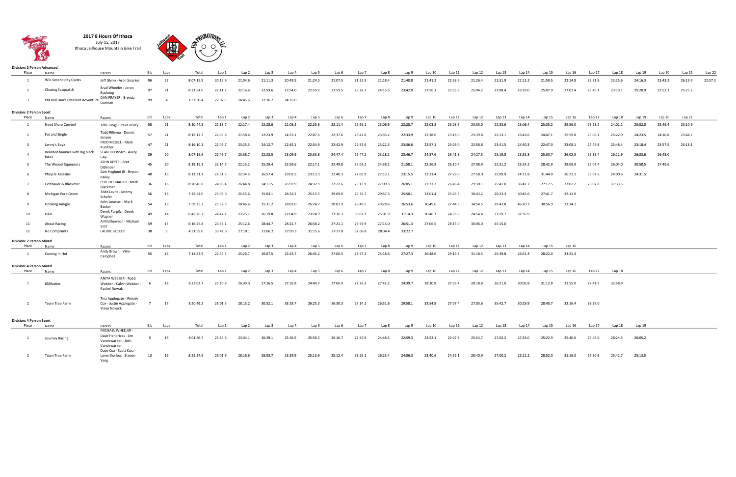**2017 8 Hours Of Ithaca**
July 15, 2017
Ithaca Jailhouse Mountain Bike Trail

**Division: 2 Person Advanced**

| Place | Name | Racers | Bib | Laps | Total | Lap 1 | Lap 2 | Lap 3 | Lap 4 | Lap 5 | Lap 6 | Lap 7 | Lap 8 | Lap 9 | Lap 10 | Lap 11 | Lap 12 | Lap 13 | Lap 14 | Lap 15 | Lap 16 | Lap 17 | Lap 18 | Lap 19 | Lap 20 | Lap 21 | Lap 22 |
|---|---|---|---|---|---|---|---|---|---|---|---|---|---|---|---|---|---|---|---|---|---|---|---|---|---|---|---|
| 1 | WSI-Serendipity Cycles | Jeff Glynn - Aron Snacker | 96 | 22 | 8:07:15.9 | 20:15.9 | 21:04.6 | 21:11.3 | 20:49.5 | 21:24.5 | 21:07.5 | 21:22.3 | 21:18.4 | 21:40.8 | 21:41.2 | 22:38.9 | 21:26.4 | 21:31.9 | 22:13.2 | 21:59.5 | 22:14.8 | 22:31.8 | 23:25.6 | 24:16.3 | 23:43.2 | 26:19.9 | 22:57.3 |
| 2 | Chasing Sasquatch | Brad Wheeler - Jeron Bushong | 97 | 21 | 8:21:54.0 | 22:11.7 | 22:16.6 | 22:59.6 | 23:54.0 | 22:59.2 | 23:59.5 | 23:28.7 | 24:15.5 | 23:42.0 | 23:56.1 | 23:35.8 | 25:04.2 | 23:08.4 | 23:29.0 | 25:07.9 | 27:02.4 | 23:45.1 | 23:19.1 | 25:20.9 | 22:52.3 | 25:25.2 | |
| 3 | Pat and Dan's Excellent Adventure | DAN FRAYER - Brenda Looman | 99 | 4 | 1:33:50.4 | 22:02.9 | 24:45.6 | 22:26.7 | 24:35.0 | | | | | | | | | | | | | | | | | | |

**Division: 2 Person Sport**

| Place | Name | Racers | Bib | Laps | Total | Lap 1 | Lap 2 | Lap 3 | Lap 4 | Lap 5 | Lap 6 | Lap 7 | Lap 8 | Lap 9 | Lap 10 | Lap 11 | Lap 12 | Lap 13 | Lap 14 | Lap 15 | Lap 16 | Lap 17 | Lap 18 | Lap 19 | Lap 20 | Lap 21 |
|---|---|---|---|---|---|---|---|---|---|---|---|---|---|---|---|---|---|---|---|---|---|---|---|---|---|---|
| 1 | Need More Cowbell | Tobi Tungl - Steve Insley | 58 | 21 | 8:10:44.3 | 22:13.7 | 22:17.4 | 22:28.6 | 22:08.2 | 22:25.8 | 22:11.4 | 22:55.1 | 23:06.9 | 22:28.7 | 22:03.2 | 23:28.5 | 23:55.0 | 22:33.6 | 23:06.4 | 25:05.2 | 25:56.0 | 23:28.2 | 24:02.1 | 25:52.0 | 25:46.4 | 23:10.9 |
| 2 | Fat and Single | Todd Rillema - Dennis Jensen | 57 | 21 | 8:15:12.3 | 22:05.8 | 21:58.6 | 22:23.9 | 24:53.1 | 22:07.6 | 22:37.6 | 23:47.8 | 23:35.2 | 22:33.9 | 22:38.6 | 23:18.0 | 23:39.8 | 22:13.1 | 23:43.6 | 24:47.1 | 25:59.8 | 25:06.1 | 25:22.9 | 24:23.5 | 24:10.8 | 23:44.7 |
| 3 | Lenny's Boyz | FRED MCGILL - Mark Kunitzer | 47 | 21 | 8:16:10.1 | 22:49.7 | 23:25.3 | 24:12.7 | 22:45.1 | 22:34.9 | 22:42.9 | 22:55.6 | 23:22.3 | 23:36.6 | 22:57.1 | 23:09.0 | 22:58.8 | 23:41.5 | 24:50.3 | 22:47.0 | 23:08.1 | 25:49.8 | 25:48.4 | 23:18.4 | 23:57.5 | 25:18.1 |
| 4 | Bearded bunnies with big black bikes | SEAN LIPOVSKY - Avery Gay | 39 | 20 | 8:07:16.6 | 22:46.7 | 23:38.7 | 22:23.5 | 23:09.9 | 23:33.8 | 24:47.4 | 22:47.2 | 23:18.1 | 23:46.7 | 24:57.6 | 23:41.8 | 24:27.5 | 23:19.8 | 23:52.8 | 25:30.7 | 26:02.5 | 25:39.4 | 26:12.9 | 26:33.6 | 26:45.0 | |
| 5 | The Weasel Squeezers | JOHN KEYES - Bret Ditlenber | 45 | 20 | 8:19:19.1 | 22:14.7 | 22:15.2 | 25:29.4 | 25:59.6 | 22:17.1 | 22:49.8 | 25:03.2 | 24:38.2 | 21:58.1 | 22:26.8 | 26:10.4 | 27:08.9 | 22:31.2 | 23:24.2 | 28:42.9 | 28:08.9 | 23:07.4 | 26:04.0 | 30:58.5 | 27:49.6 | |
| 6 | Phsycle Assasins | Sam Haglund III - Bryron Bailey | 48 | 19 | 8:11:31.7 | 22:51.5 | 22:34.5 | 26:57.4 | 29:02.5 | 23:13.3 | 22:40.3 | 27:00.9 | 27:13.1 | 23:15.5 | 22:11.4 | 27:26.0 | 27:58.0 | 25:09.9 | 24:11.8 | 31:44.0 | 26:21.1 | 33:07.6 | 24:00.6 | 24:31.5 | | |
| 7 | Eichbauer & Blackmer | PHIL EICHBAUER - Mark Blackmer | 36 | 18 | 8:20:46.0 | 24:08.4 | 26:44.8 | 24:11.5 | 26:59.9 | 24:32.9 | 27:22.6 | 25:13.9 | 27:09.3 | 26:05.1 | 27:37.2 | 26:46.4 | 29:30.1 | 25:41.0 | 36:41.2 | 27:17.5 | 37:02.2 | 26:07.8 | 31:33.5 | | | |
| 8 | Michigan Pure Green | Todd Levitt - Jeremy Schafer | 56 | 16 | 7:25:54.0 | 25:03.0 | 25:55.6 | 25:03.1 | 28:32.2 | 25:15.5 | 29:09.0 | 25:36.7 | 29:57.3 | 25:50.1 | 32:01.4 | 25:43.5 | 30:43.2 | 26:23.3 | 30:45.6 | 27:41.7 | 32:11.9 | | | | | |
| 9 | Drinking Amigos | John Looman - Mark Becker | 54 | 16 | 7:59:25.2 | 25:32.9 | 28:46.6 | 25:31.2 | 28:02.0 | 26:24.7 | 28:01.9 | 26:40.5 | 29:28.6 | 26:53.6 | 30:49.6 | 27:44.3 | 34:54.5 | 29:42.8 | 46:20.3 | 30:56.9 | 33:34.1 | | | | | |
| 10 | D&D | Derek Purgifc - Derek Wagner | 49 | 14 | 6:45:26.2 | 24:47.1 | 23:25.7 | 26:19.8 | 27:04.9 | 23:24.9 | 23:36.3 | 50:07.9 | 25:01.9 | 31:14.3 | 30:46.3 | 24:36.6 | 24:54.4 | 37:29.7 | 32:35.9 | | | | | | | |
| 11 | About Racing | Al Mdthewson - Michael Szot | 59 | 13 | 6:16:25.8 | 24:58.1 | 25:12.6 | 28:44.7 | 28:21.7 | 26:58.2 | 27:21.1 | 29:59.9 | 27:15.0 | 26:51.3 | 27:06.5 | 28:15.0 | 30:06.0 | 45:15.0 | | | | | | | | |
| 12 | No Complaints | LAURIE BECKER | 38 | 9 | 4:31:55.0 | 33:41.6 | 27:10.1 | 31:06.2 | 27:09.3 | 31:15.6 | 27:27.8 | 32:06.8 | 28:34.4 | 33:22.7 | | | | | | | | | | | | |

**Division: 2 Person Mixed**

| Place | Name | Racers | Bib | Laps | Total | Lap 1 | Lap 2 | Lap 3 | Lap 4 | Lap 5 | Lap 6 | Lap 7 | Lap 8 | Lap 9 | Lap 10 | Lap 11 | Lap 12 | Lap 13 | Lap 14 | Lap 15 | Lap 16 |
|---|---|---|---|---|---|---|---|---|---|---|---|---|---|---|---|---|---|---|---|---|---|
| 1 | Coming In Hot | Andy Brown - Vikki Campbell | 55 | 16 | 7:11:53.9 | 22:45.3 | 25:26.7 | 26:07.5 | 25:23.7 | 26:45.2 | 27:00.5 | 23:57.2 | 25:18.6 | 27:27.3 | 26:48.6 | 29:19.8 | 31:18.5 | 25:39.8 | 26:51.3 | 28:22.0 | 33:21.3 |

**Division: 4 Person Mixed**

| Place | Name | Racers | Bib | Laps | Total | Lap 1 | Lap 2 | Lap 3 | Lap 4 | Lap 5 | Lap 6 | Lap 7 | Lap 8 | Lap 9 | Lap 10 | Lap 11 | Lap 12 | Lap 13 | Lap 14 | Lap 15 | Lap 16 | Lap 17 | Lap 18 |
|---|---|---|---|---|---|---|---|---|---|---|---|---|---|---|---|---|---|---|---|---|---|---|---|
| 1 | 650fatties | ANITA WEBBER - Robb Webber - Calvin Webber - Rachel Nowak | 6 | 18 | 8:23:02.7 | 25:10.8 | 26:39.3 | 27:16.5 | 27:35.8 | 24:40.7 | 27:06.9 | 27:26.3 | 27:42.2 | 24:39.7 | 28:30.8 | 27:39.4 | 28:18.8 | 26:21.0 | 30:05.8 | 31:12.8 | 31:55.0 | 27:41.2 | 32:58.9 |
| 2 | Team Tree Farm | Tina Applegate - Wendy Cox - Justin Applegate - Steve Nowicki | 7 | 17 | 8:20:49.2 | 26:01.5 | 28:15.2 | 30:52.1 | 33:53.7 | 26:25.3 | 26:30.3 | 27:14.2 | 26:51.6 | 29:58.1 | 33:54.8 | 27:07.4 | 27:05.6 | 35:42.7 | 30:29.9 | 28:40.7 | 33:16.4 | 28:29.0 | |

**Division: 4 Person Sport**

| Place | Name | Racers | Bib | Laps | Total | Lap 1 | Lap 2 | Lap 3 | Lap 4 | Lap 5 | Lap 6 | Lap 7 | Lap 8 | Lap 9 | Lap 10 | Lap 11 | Lap 12 | Lap 13 | Lap 14 | Lap 15 | Lap 16 | Lap 17 | Lap 18 | Lap 19 |
|---|---|---|---|---|---|---|---|---|---|---|---|---|---|---|---|---|---|---|---|---|---|---|---|---|
| 1 | Journey Racing | MICHAEL WHEELER - Dave Hendricks - Jim Vandewarker - Josh Vandewarker | 5 | 19 | 8:01:56.7 | 23:15.6 | 23:34.1 | 26:29.1 | 25:56.5 | 25:56.2 | 26:16.7 | 23:50.9 | 24:48.5 | 22:59.3 | 22:52.1 | 26:07.8 | 25:54.7 | 27:02.2 | 27:33.0 | 25:22.9 | 25:40.6 | 23:46.0 | 28:24.5 | 26:05.2 |
| 2 | Team Tree Farm | Dave Cox - Scott Kurz - Loren Konkus - Steven Yang | 13 | 19 | 8:21:24.6 | 26:01.6 | 28:16.6 | 26:03.7 | 23:39.9 | 25:13.6 | 25:12.4 | 28:25.1 | 26:23.4 | 24:06.3 | 23:40.6 | 24:52.1 | 28:40.9 | 27:00.2 | 25:12.2 | 28:52.0 | 31:16.0 | 27:30.8 | 25:42.7 | 25:13.5 |